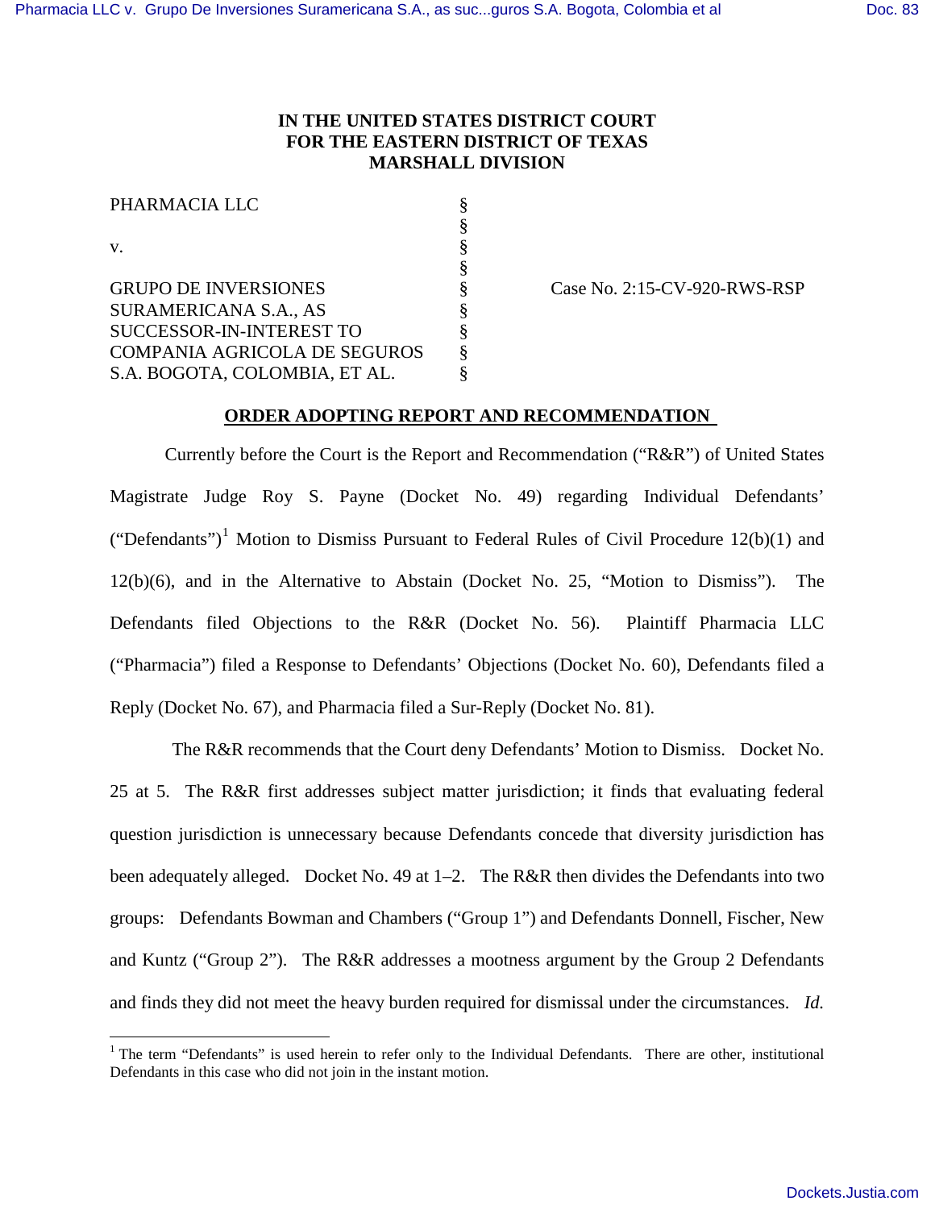**IN THE UNITED STATES DISTRICT COURT**
**FOR THE EASTERN DISTRICT OF TEXAS**
**MARSHALL DIVISION**

| | | |
|---|---|---|
| PHARMACIA LLC | § | |
| | § | |
| v. | § | |
| | § | |
| GRUPO DE INVERSIONES SURAMERICANA S.A., AS SUCCESSOR-IN-INTEREST TO COMPANIA AGRICOLA DE SEGUROS S.A. BOGOTA, COLOMBIA, ET AL. | § | Case No. 2:15-CV-920-RWS-RSP |

**ORDER ADOPTING REPORT AND RECOMMENDATION**

Currently before the Court is the Report and Recommendation ("R&R") of United States Magistrate Judge Roy S. Payne (Docket No. 49) regarding Individual Defendants' ("Defendants")[1] Motion to Dismiss Pursuant to Federal Rules of Civil Procedure 12(b)(1) and 12(b)(6), and in the Alternative to Abstain (Docket No. 25, "Motion to Dismiss"). The Defendants filed Objections to the R&R (Docket No. 56). Plaintiff Pharmacia LLC ("Pharmacia") filed a Response to Defendants' Objections (Docket No. 60), Defendants filed a Reply (Docket No. 67), and Pharmacia filed a Sur-Reply (Docket No. 81).

The R&R recommends that the Court deny Defendants' Motion to Dismiss. Docket No. 25 at 5. The R&R first addresses subject matter jurisdiction; it finds that evaluating federal question jurisdiction is unnecessary because Defendants concede that diversity jurisdiction has been adequately alleged. Docket No. 49 at 1–2. The R&R then divides the Defendants into two groups: Defendants Bowman and Chambers ("Group 1") and Defendants Donnell, Fischer, New and Kuntz ("Group 2"). The R&R addresses a mootness argument by the Group 2 Defendants and finds they did not meet the heavy burden required for dismissal under the circumstances. *Id.*

[1] The term "Defendants" is used herein to refer only to the Individual Defendants. There are other, institutional Defendants in this case who did not join in the instant motion.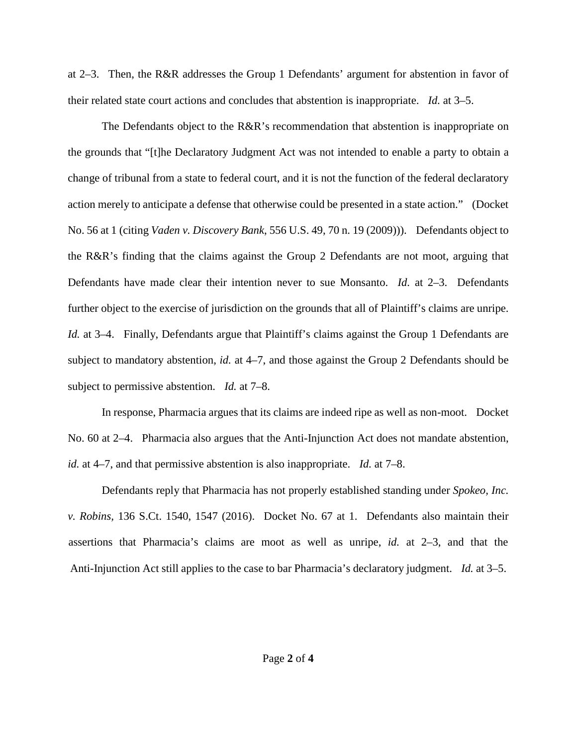at 2–3. Then, the R&R addresses the Group 1 Defendants' argument for abstention in favor of their related state court actions and concludes that abstention is inappropriate. *Id.* at 3–5.

The Defendants object to the R&R's recommendation that abstention is inappropriate on the grounds that "[t]he Declaratory Judgment Act was not intended to enable a party to obtain a change of tribunal from a state to federal court, and it is not the function of the federal declaratory action merely to anticipate a defense that otherwise could be presented in a state action." (Docket No. 56 at 1 (citing *Vaden v. Discovery Bank*, 556 U.S. 49, 70 n. 19 (2009))). Defendants object to the R&R's finding that the claims against the Group 2 Defendants are not moot, arguing that Defendants have made clear their intention never to sue Monsanto. *Id.* at 2–3. Defendants further object to the exercise of jurisdiction on the grounds that all of Plaintiff's claims are unripe. *Id.* at 3–4. Finally, Defendants argue that Plaintiff's claims against the Group 1 Defendants are subject to mandatory abstention, *id.* at 4–7, and those against the Group 2 Defendants should be subject to permissive abstention. *Id.* at 7–8.

In response, Pharmacia argues that its claims are indeed ripe as well as non-moot. Docket No. 60 at 2–4. Pharmacia also argues that the Anti-Injunction Act does not mandate abstention, *id.* at 4–7, and that permissive abstention is also inappropriate. *Id.* at 7–8.

Defendants reply that Pharmacia has not properly established standing under *Spokeo, Inc. v. Robins*, 136 S.Ct. 1540, 1547 (2016). Docket No. 67 at 1. Defendants also maintain their assertions that Pharmacia's claims are moot as well as unripe, *id.* at 2–3, and that the Anti-Injunction Act still applies to the case to bar Pharmacia's declaratory judgment. *Id.* at 3–5.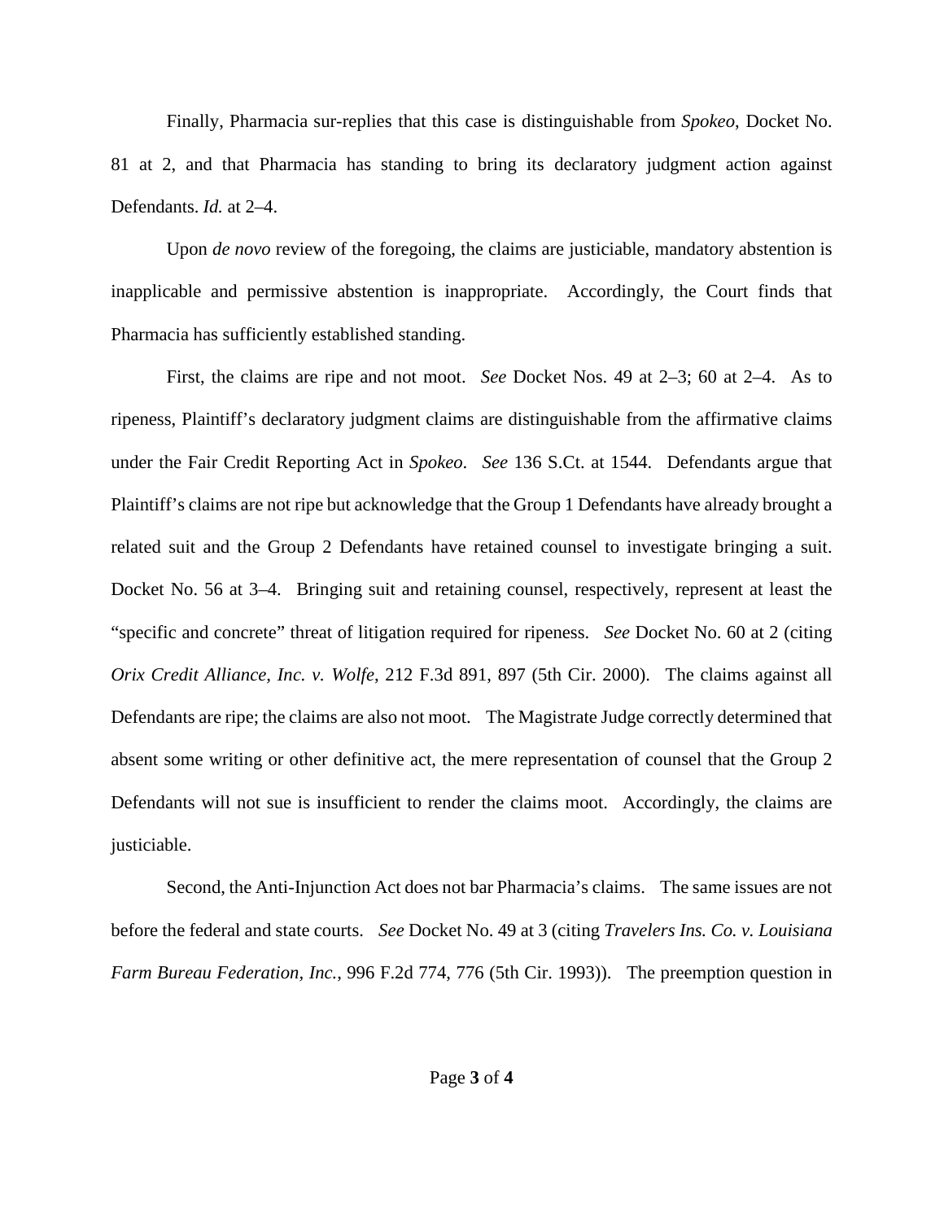Finally, Pharmacia sur-replies that this case is distinguishable from *Spokeo*, Docket No. 81 at 2, and that Pharmacia has standing to bring its declaratory judgment action against Defendants. *Id.* at 2–4.

Upon *de novo* review of the foregoing, the claims are justiciable, mandatory abstention is inapplicable and permissive abstention is inappropriate. Accordingly, the Court finds that Pharmacia has sufficiently established standing.

First, the claims are ripe and not moot. *See* Docket Nos. 49 at 2–3; 60 at 2–4. As to ripeness, Plaintiff's declaratory judgment claims are distinguishable from the affirmative claims under the Fair Credit Reporting Act in *Spokeo*. *See* 136 S.Ct. at 1544. Defendants argue that Plaintiff's claims are not ripe but acknowledge that the Group 1 Defendants have already brought a related suit and the Group 2 Defendants have retained counsel to investigate bringing a suit. Docket No. 56 at 3–4. Bringing suit and retaining counsel, respectively, represent at least the "specific and concrete" threat of litigation required for ripeness. *See* Docket No. 60 at 2 (citing *Orix Credit Alliance, Inc. v. Wolfe*, 212 F.3d 891, 897 (5th Cir. 2000). The claims against all Defendants are ripe; the claims are also not moot. The Magistrate Judge correctly determined that absent some writing or other definitive act, the mere representation of counsel that the Group 2 Defendants will not sue is insufficient to render the claims moot. Accordingly, the claims are justiciable.

Second, the Anti-Injunction Act does not bar Pharmacia's claims. The same issues are not before the federal and state courts. *See* Docket No. 49 at 3 (citing *Travelers Ins. Co. v. Louisiana Farm Bureau Federation, Inc.*, 996 F.2d 774, 776 (5th Cir. 1993)). The preemption question in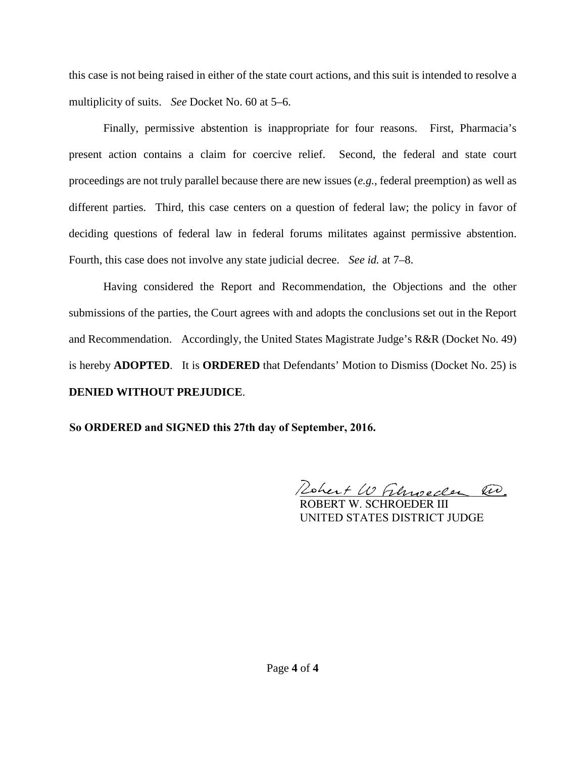this case is not being raised in either of the state court actions, and this suit is intended to resolve a multiplicity of suits. *See* Docket No. 60 at 5–6.

Finally, permissive abstention is inappropriate for four reasons. First, Pharmacia's present action contains a claim for coercive relief. Second, the federal and state court proceedings are not truly parallel because there are new issues (*e.g.*, federal preemption) as well as different parties. Third, this case centers on a question of federal law; the policy in favor of deciding questions of federal law in federal forums militates against permissive abstention. Fourth, this case does not involve any state judicial decree. *See id.* at 7–8.

Having considered the Report and Recommendation, the Objections and the other submissions of the parties, the Court agrees with and adopts the conclusions set out in the Report and Recommendation. Accordingly, the United States Magistrate Judge's R&R (Docket No. 49) is hereby **ADOPTED**. It is **ORDERED** that Defendants' Motion to Dismiss (Docket No. 25) is **DENIED WITHOUT PREJUDICE**.

**So ORDERED and SIGNED this 27th day of September, 2016.**

Robert W. Schroeder III

ROBERT W. SCHROEDER III
UNITED STATES DISTRICT JUDGE